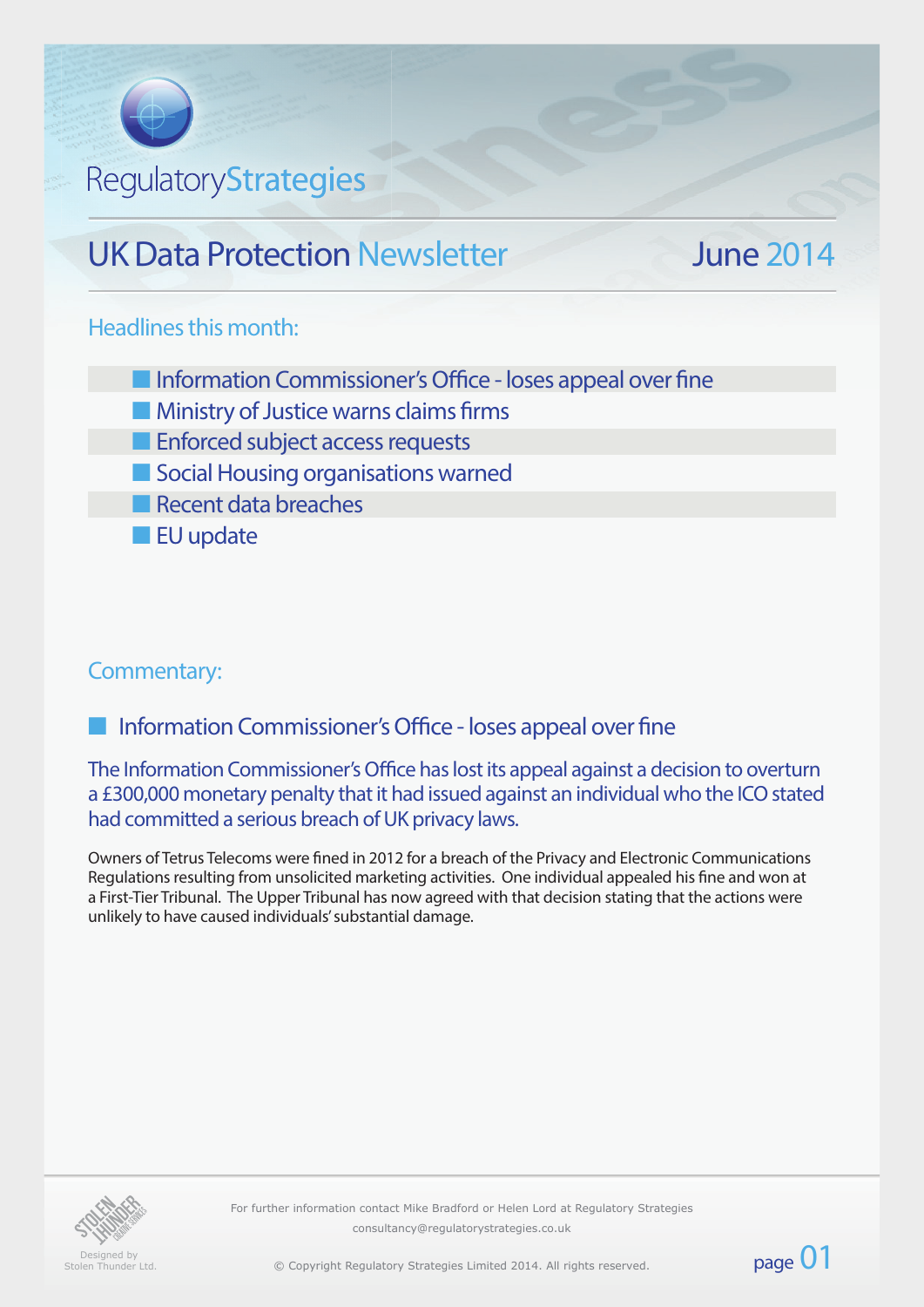RegulatoryStrategies

# UK Data Protection Newsletter — June 2014

## Headlines this month:

- Information Commissioner's Office - loses appeal over fine
- Ministry of Justice warns claims firms
- Enforced subject access requests
- Social Housing organisations warned
- Recent data breaches
- EU update

## Commentary:

### Information Commissioner's Office - loses appeal over fine

**The Information Commissioner's Office has lost its appeal against a decision to overturn a £300,000 monetary penalty that it had issued against an individual who the ICO stated had committed a serious breach of UK privacy laws.**

Owners of Tetrus Telecoms were fined in 2012 for a breach of the Privacy and Electronic Communications Regulations resulting from unsolicited marketing activities. One individual appealed his fine and won at a First-Tier Tribunal. The Upper Tribunal has now agreed with that decision stating that the actions were unlikely to have caused individuals' substantial damage.

For further information contact Mike Bradford or Helen Lord at Regulatory Strategies
consultancy@regulatorystrategies.co.uk

© Copyright Regulatory Strategies Limited 2014. All rights reserved.

Designed by Stolen Thunder Ltd.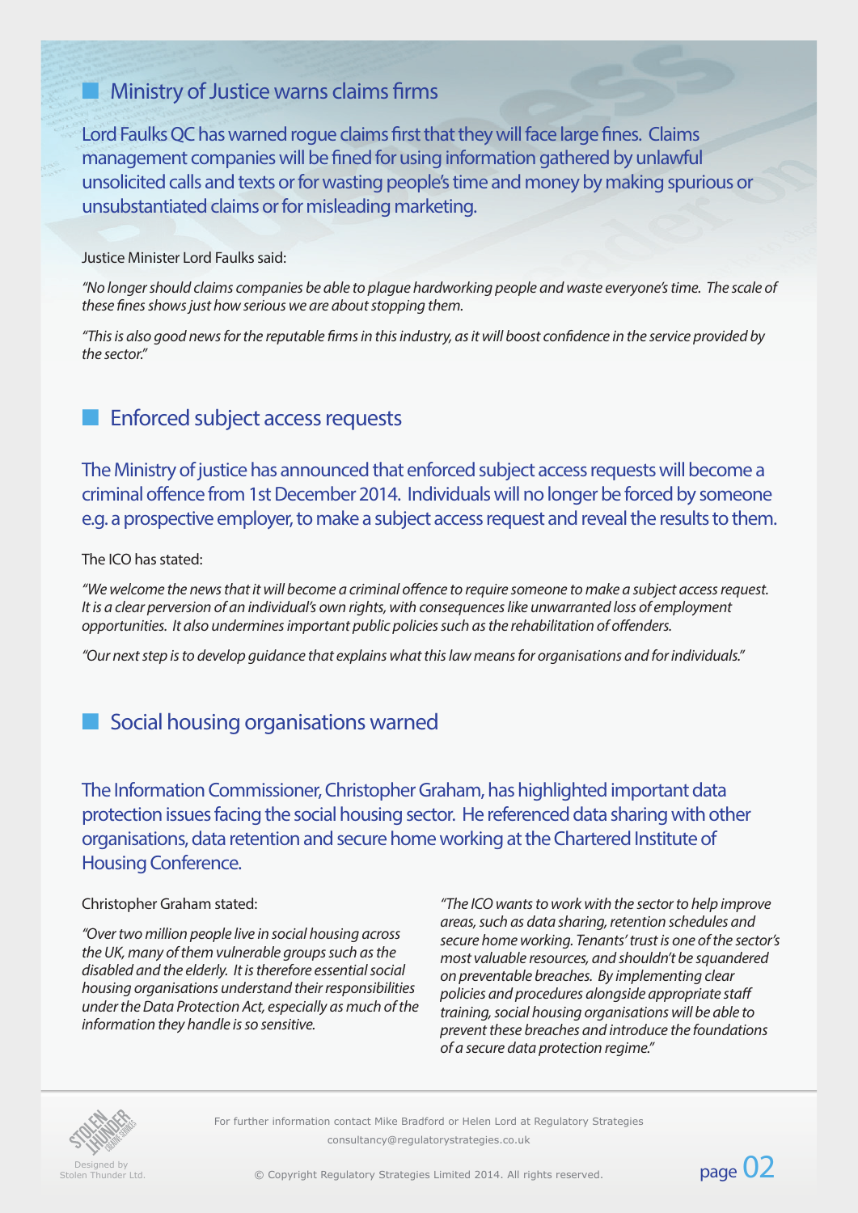## Ministry of Justice warns claims firms

Lord Faulks QC has warned rogue claims first that they will face large fines. Claims management companies will be fined for using information gathered by unlawful unsolicited calls and texts or for wasting people's time and money by making spurious or unsubstantiated claims or for misleading marketing.

Justice Minister Lord Faulks said:

*"No longer should claims companies be able to plague hardworking people and waste everyone's time. The scale of these fines shows just how serious we are about stopping them.*

*"This is also good news for the reputable firms in this industry, as it will boost confidence in the service provided by the sector."*

## Enforced subject access requests

The Ministry of justice has announced that enforced subject access requests will become a criminal offence from 1st December 2014. Individuals will no longer be forced by someone e.g. a prospective employer, to make a subject access request and reveal the results to them.

The ICO has stated:

*"We welcome the news that it will become a criminal offence to require someone to make a subject access request. It is a clear perversion of an individual's own rights, with consequences like unwarranted loss of employment opportunities. It also undermines important public policies such as the rehabilitation of offenders.*

*"Our next step is to develop guidance that explains what this law means for organisations and for individuals."*

## Social housing organisations warned

The Information Commissioner, Christopher Graham, has highlighted important data protection issues facing the social housing sector. He referenced data sharing with other organisations, data retention and secure home working at the Chartered Institute of Housing Conference.

Christopher Graham stated:

*"Over two million people live in social housing across the UK, many of them vulnerable groups such as the disabled and the elderly. It is therefore essential social housing organisations understand their responsibilities under the Data Protection Act, especially as much of the information they handle is so sensitive.*

*"The ICO wants to work with the sector to help improve areas, such as data sharing, retention schedules and secure home working. Tenants' trust is one of the sector's most valuable resources, and shouldn't be squandered on preventable breaches. By implementing clear policies and procedures alongside appropriate staff training, social housing organisations will be able to prevent these breaches and introduce the foundations of a secure data protection regime."*

For further information contact Mike Bradford or Helen Lord at Regulatory Strategies
consultancy@regulatorystrategies.co.uk

Designed by Stolen Thunder Ltd.

© Copyright Regulatory Strategies Limited 2014. All rights reserved.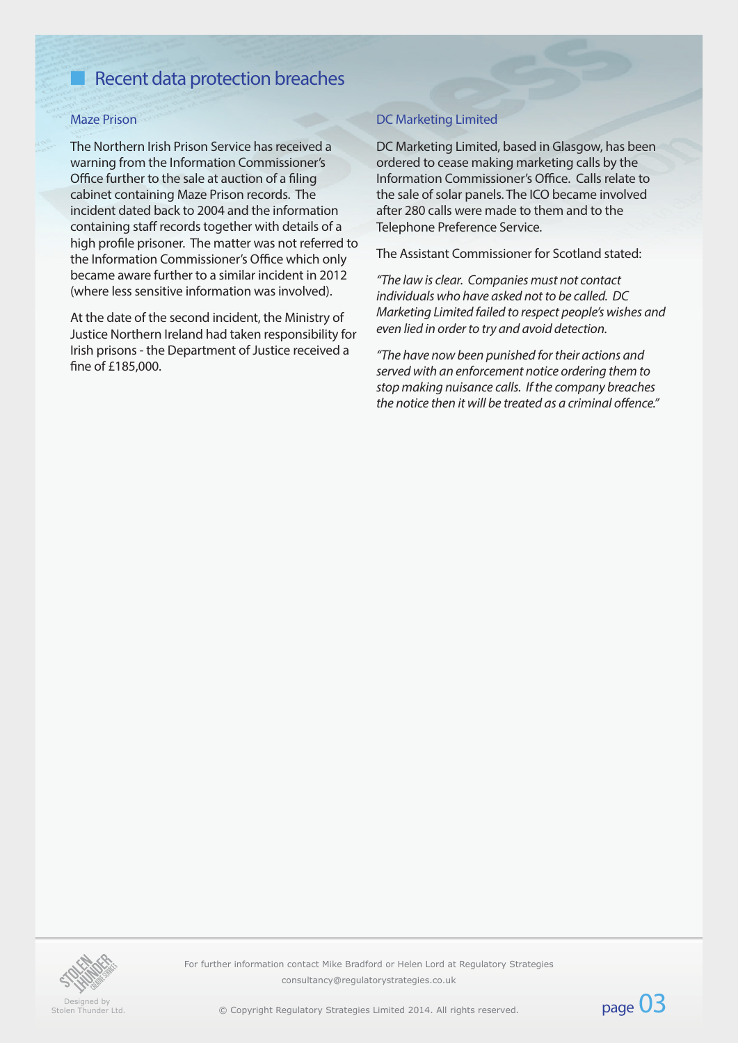## Recent data protection breaches

### Maze Prison

The Northern Irish Prison Service has received a warning from the Information Commissioner's Office further to the sale at auction of a filing cabinet containing Maze Prison records. The incident dated back to 2004 and the information containing staff records together with details of a high profile prisoner. The matter was not referred to the Information Commissioner's Office which only became aware further to a similar incident in 2012 (where less sensitive information was involved).

At the date of the second incident, the Ministry of Justice Northern Ireland had taken responsibility for Irish prisons - the Department of Justice received a fine of £185,000.

### DC Marketing Limited

DC Marketing Limited, based in Glasgow, has been ordered to cease making marketing calls by the Information Commissioner's Office. Calls relate to the sale of solar panels. The ICO became involved after 280 calls were made to them and to the Telephone Preference Service.

The Assistant Commissioner for Scotland stated:

*"The law is clear. Companies must not contact individuals who have asked not to be called. DC Marketing Limited failed to respect people's wishes and even lied in order to try and avoid detection.*

*"The have now been punished for their actions and served with an enforcement notice ordering them to stop making nuisance calls. If the company breaches the notice then it will be treated as a criminal offence."*

Designed by Stolen Thunder Ltd.

For further information contact Mike Bradford or Helen Lord at Regulatory Strategies
consultancy@regulatorystrategies.co.uk

© Copyright Regulatory Strategies Limited 2014. All rights reserved.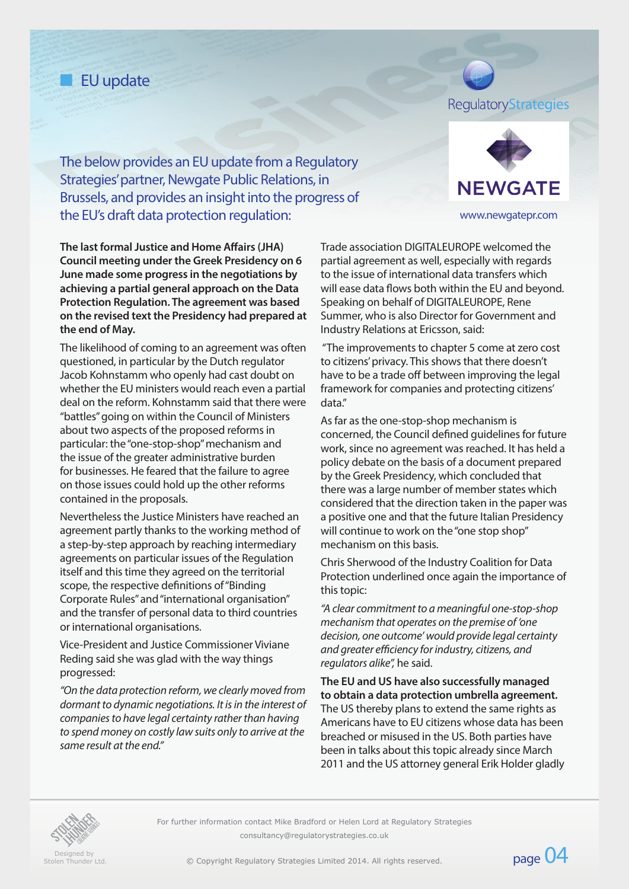## EU update

RegulatoryStrategies

NEWGATE

www.newgatepr.com

The below provides an EU update from a Regulatory Strategies' partner, Newgate Public Relations, in Brussels, and provides an insight into the progress of the EU's draft data protection regulation:

**The last formal Justice and Home Affairs (JHA) Council meeting under the Greek Presidency on 6 June made some progress in the negotiations by achieving a partial general approach on the Data Protection Regulation. The agreement was based on the revised text the Presidency had prepared at the end of May.**

The likelihood of coming to an agreement was often questioned, in particular by the Dutch regulator Jacob Kohnstamm who openly had cast doubt on whether the EU ministers would reach even a partial deal on the reform. Kohnstamm said that there were "battles" going on within the Council of Ministers about two aspects of the proposed reforms in particular: the "one-stop-shop" mechanism and the issue of the greater administrative burden for businesses. He feared that the failure to agree on those issues could hold up the other reforms contained in the proposals.

Nevertheless the Justice Ministers have reached an agreement partly thanks to the working method of a step-by-step approach by reaching intermediary agreements on particular issues of the Regulation itself and this time they agreed on the territorial scope, the respective definitions of "Binding Corporate Rules" and "international organisation" and the transfer of personal data to third countries or international organisations.

Vice-President and Justice Commissioner Viviane Reding said she was glad with the way things progressed:

*"On the data protection reform, we clearly moved from dormant to dynamic negotiations. It is in the interest of companies to have legal certainty rather than having to spend money on costly law suits only to arrive at the same result at the end."*

Trade association DIGITALEUROPE welcomed the partial agreement as well, especially with regards to the issue of international data transfers which will ease data flows both within the EU and beyond. Speaking on behalf of DIGITALEUROPE, Rene Summer, who is also Director for Government and Industry Relations at Ericsson, said:

"The improvements to chapter 5 come at zero cost to citizens' privacy. This shows that there doesn't have to be a trade off between improving the legal framework for companies and protecting citizens' data."

As far as the one-stop-shop mechanism is concerned, the Council defined guidelines for future work, since no agreement was reached. It has held a policy debate on the basis of a document prepared by the Greek Presidency, which concluded that there was a large number of member states which considered that the direction taken in the paper was a positive one and that the future Italian Presidency will continue to work on the "one stop shop" mechanism on this basis.

Chris Sherwood of the Industry Coalition for Data Protection underlined once again the importance of this topic:

*"A clear commitment to a meaningful one-stop-shop mechanism that operates on the premise of 'one decision, one outcome' would provide legal certainty and greater efficiency for industry, citizens, and regulators alike",* he said.

**The EU and US have also successfully managed to obtain a data protection umbrella agreement.** The US thereby plans to extend the same rights as Americans have to EU citizens whose data has been breached or misused in the US. Both parties have been in talks about this topic already since March 2011 and the US attorney general Erik Holder gladly

Designed by Stolen Thunder Ltd.

For further information contact Mike Bradford or Helen Lord at Regulatory Strategies
consultancy@regulatorystrategies.co.uk

© Copyright Regulatory Strategies Limited 2014. All rights reserved.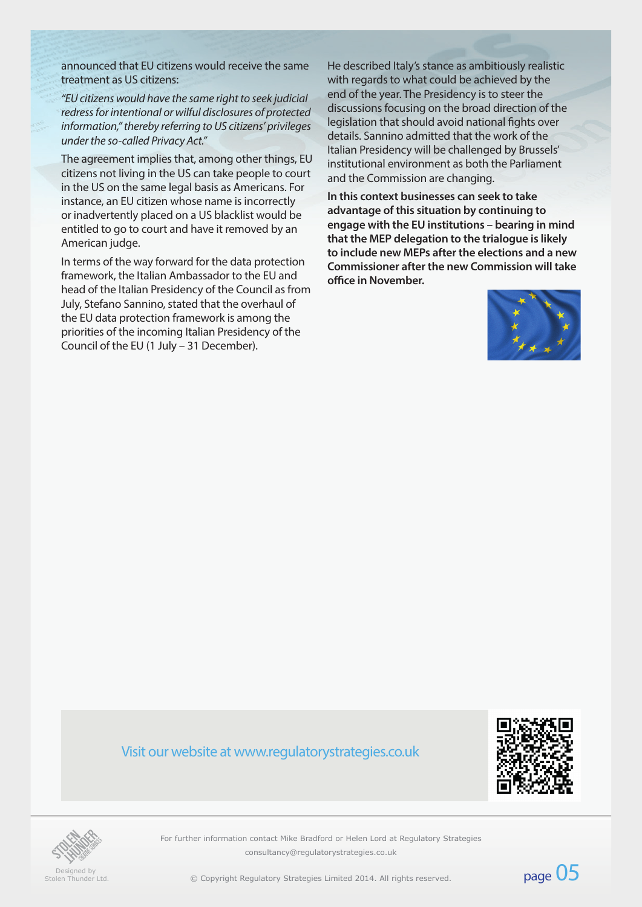announced that EU citizens would receive the same treatment as US citizens:

*"EU citizens would have the same right to seek judicial redress for intentional or wilful disclosures of protected information," thereby referring to US citizens' privileges under the so-called Privacy Act."*

The agreement implies that, among other things, EU citizens not living in the US can take people to court in the US on the same legal basis as Americans. For instance, an EU citizen whose name is incorrectly or inadvertently placed on a US blacklist would be entitled to go to court and have it removed by an American judge.

In terms of the way forward for the data protection framework, the Italian Ambassador to the EU and head of the Italian Presidency of the Council as from July, Stefano Sannino, stated that the overhaul of the EU data protection framework is among the priorities of the incoming Italian Presidency of the Council of the EU (1 July – 31 December).

He described Italy's stance as ambitiously realistic with regards to what could be achieved by the end of the year. The Presidency is to steer the discussions focusing on the broad direction of the legislation that should avoid national fights over details. Sannino admitted that the work of the Italian Presidency will be challenged by Brussels' institutional environment as both the Parliament and the Commission are changing.

**In this context businesses can seek to take advantage of this situation by continuing to engage with the EU institutions – bearing in mind that the MEP delegation to the trilogue is likely to include new MEPs after the elections and a new Commissioner after the new Commission will take office in November.**

Visit our website at www.regulatorystrategies.co.uk

Designed by Stolen Thunder Ltd.

For further information contact Mike Bradford or Helen Lord at Regulatory Strategies
consultancy@regulatorystrategies.co.uk

© Copyright Regulatory Strategies Limited 2014. All rights reserved.